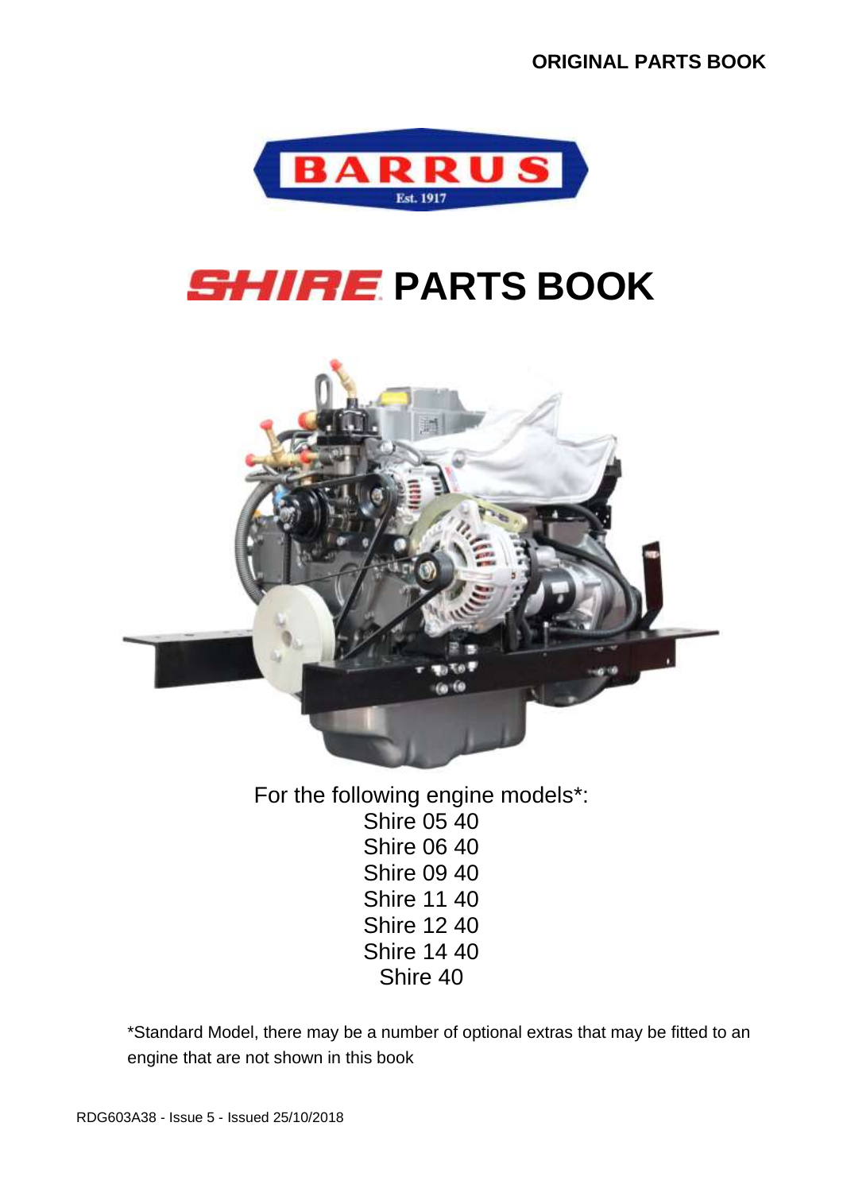ORIGINAL PARTS BOOK

BARRUS
Est. 1917

# SHIRE PARTS BOOK

For the following engine models*:
Shire 05 40
Shire 06 40
Shire 09 40
Shire 11 40
Shire 12 40
Shire 14 40
Shire 40

*Standard Model, there may be a number of optional extras that may be fitted to an engine that are not shown in this book

RDG603A38 - Issue 5 - Issued 25/10/2018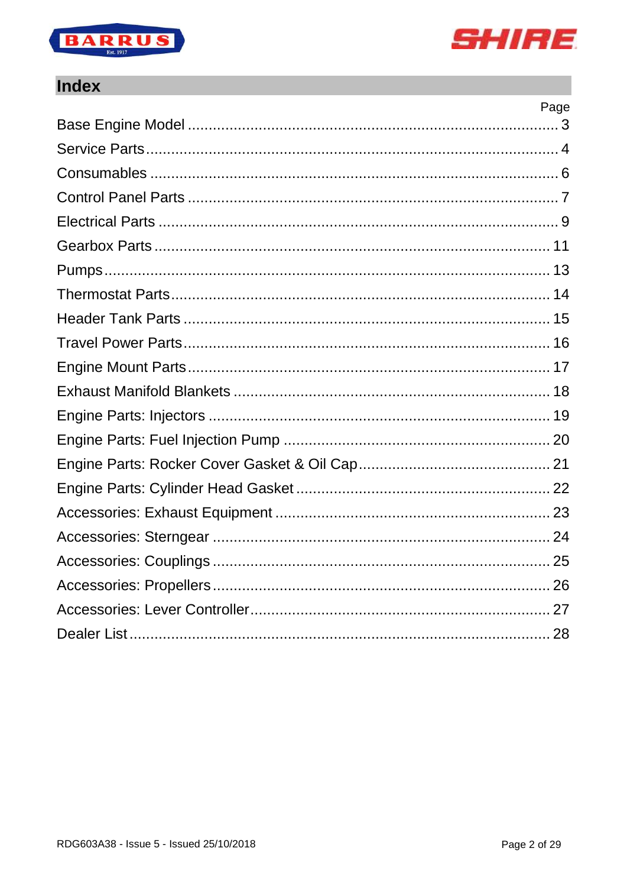# Index

| | Page |
|---|---|
| Base Engine Model | 3 |
| Service Parts | 4 |
| Consumables | 6 |
| Control Panel Parts | 7 |
| Electrical Parts | 9 |
| Gearbox Parts | 11 |
| Pumps | 13 |
| Thermostat Parts | 14 |
| Header Tank Parts | 15 |
| Travel Power Parts | 16 |
| Engine Mount Parts | 17 |
| Exhaust Manifold Blankets | 18 |
| Engine Parts: Injectors | 19 |
| Engine Parts: Fuel Injection Pump | 20 |
| Engine Parts: Rocker Cover Gasket & Oil Cap | 21 |
| Engine Parts: Cylinder Head Gasket | 22 |
| Accessories: Exhaust Equipment | 23 |
| Accessories: Sterngear | 24 |
| Accessories: Couplings | 25 |
| Accessories: Propellers | 26 |
| Accessories: Lever Controller | 27 |
| Dealer List | 28 |

RDG603A38 - Issue 5 - Issued 25/10/2018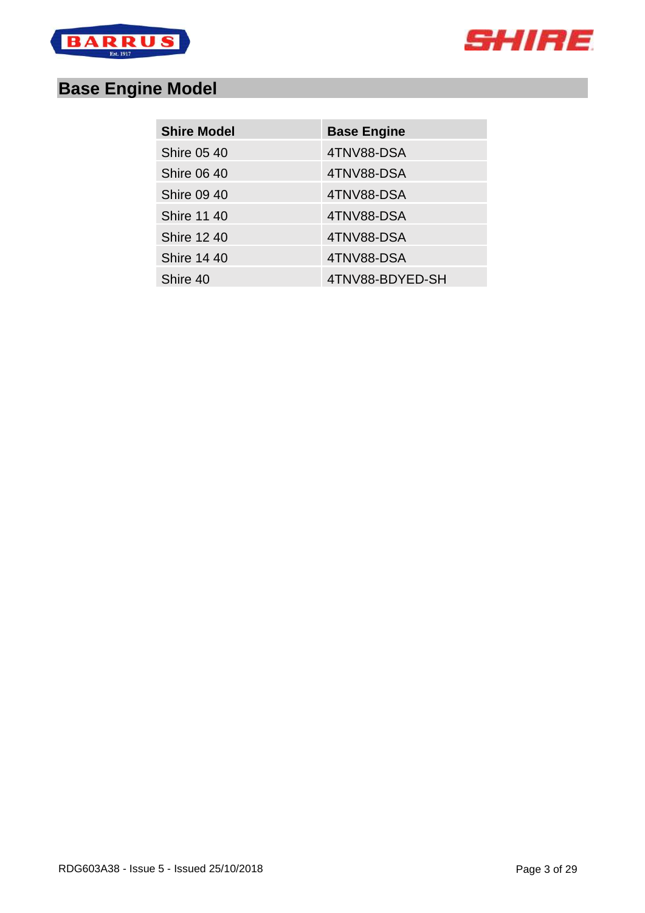## Base Engine Model

| Shire Model | Base Engine |
|---|---|
| Shire 05 40 | 4TNV88-DSA |
| Shire 06 40 | 4TNV88-DSA |
| Shire 09 40 | 4TNV88-DSA |
| Shire 11 40 | 4TNV88-DSA |
| Shire 12 40 | 4TNV88-DSA |
| Shire 14 40 | 4TNV88-DSA |
| Shire 40 | 4TNV88-BDYED-SH |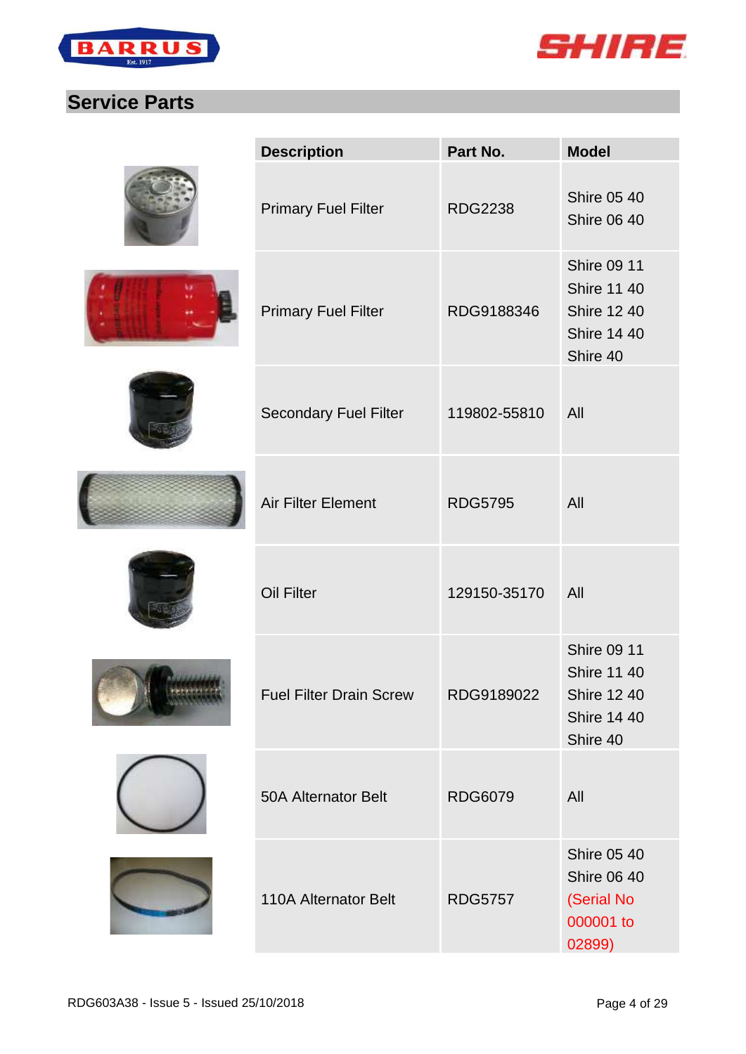## Service Parts

| Description | Part No. | Model |
|---|---|---|
| Primary Fuel Filter | RDG2238 | Shire 05 40<br>Shire 06 40 |
| Primary Fuel Filter | RDG9188346 | Shire 09 11<br>Shire 11 40<br>Shire 12 40<br>Shire 14 40<br>Shire 40 |
| Secondary Fuel Filter | 119802-55810 | All |
| Air Filter Element | RDG5795 | All |
| Oil Filter | 129150-35170 | All |
| Fuel Filter Drain Screw | RDG9189022 | Shire 09 11<br>Shire 11 40<br>Shire 12 40<br>Shire 14 40<br>Shire 40 |
| 50A Alternator Belt | RDG6079 | All |
| 110A Alternator Belt | RDG5757 | Shire 05 40<br>Shire 06 40<br>(Serial No 000001 to 02899) |

RDG603A38 - Issue 5 - Issued 25/10/2018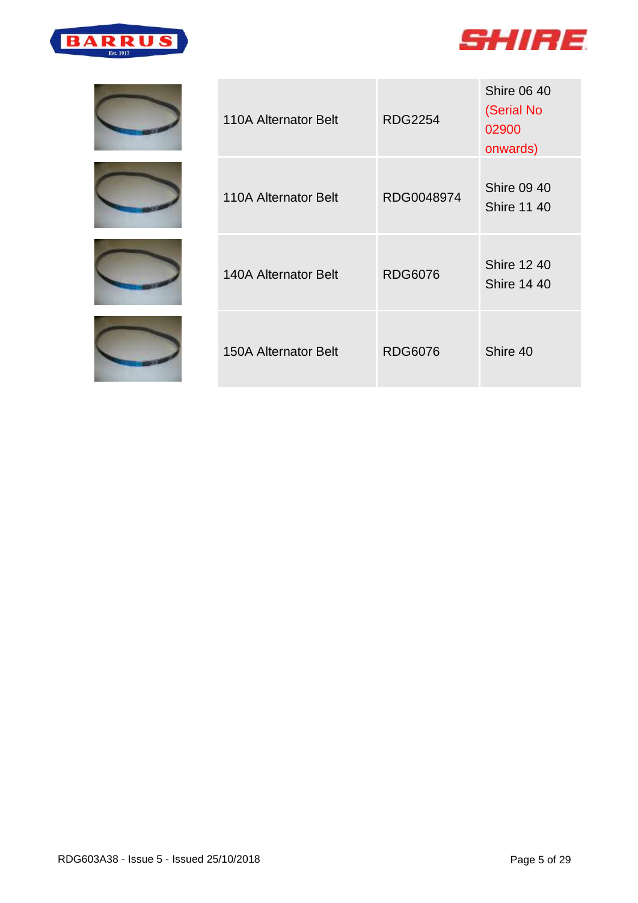| Description | Part Number | Model |
| --- | --- | --- |
| 110A Alternator Belt | RDG2254 | Shire 06 40 (Serial No 02900 onwards) |
| 110A Alternator Belt | RDG0048974 | Shire 09 40<br>Shire 11 40 |
| 140A Alternator Belt | RDG6076 | Shire 12 40<br>Shire 14 40 |
| 150A Alternator Belt | RDG6076 | Shire 40 |

RDG603A38 - Issue 5 - Issued 25/10/2018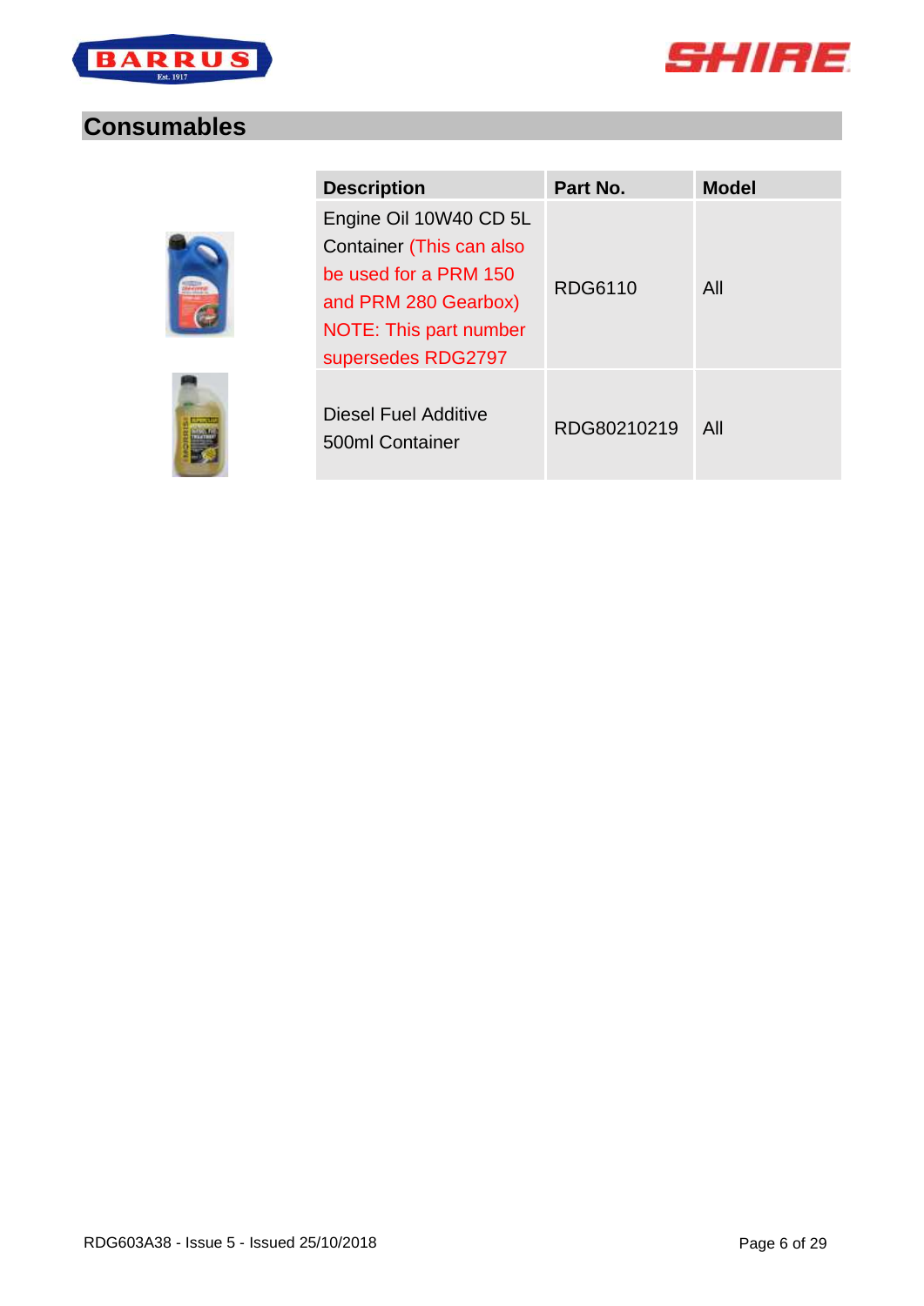## Consumables

| Description | Part No. | Model |
|---|---|---|
| Engine Oil 10W40 CD 5L Container (This can also be used for a PRM 150 and PRM 280 Gearbox) NOTE: This part number supersedes RDG2797 | RDG6110 | All |
| Diesel Fuel Additive 500ml Container | RDG80210219 | All |

RDG603A38 - Issue 5 - Issued 25/10/2018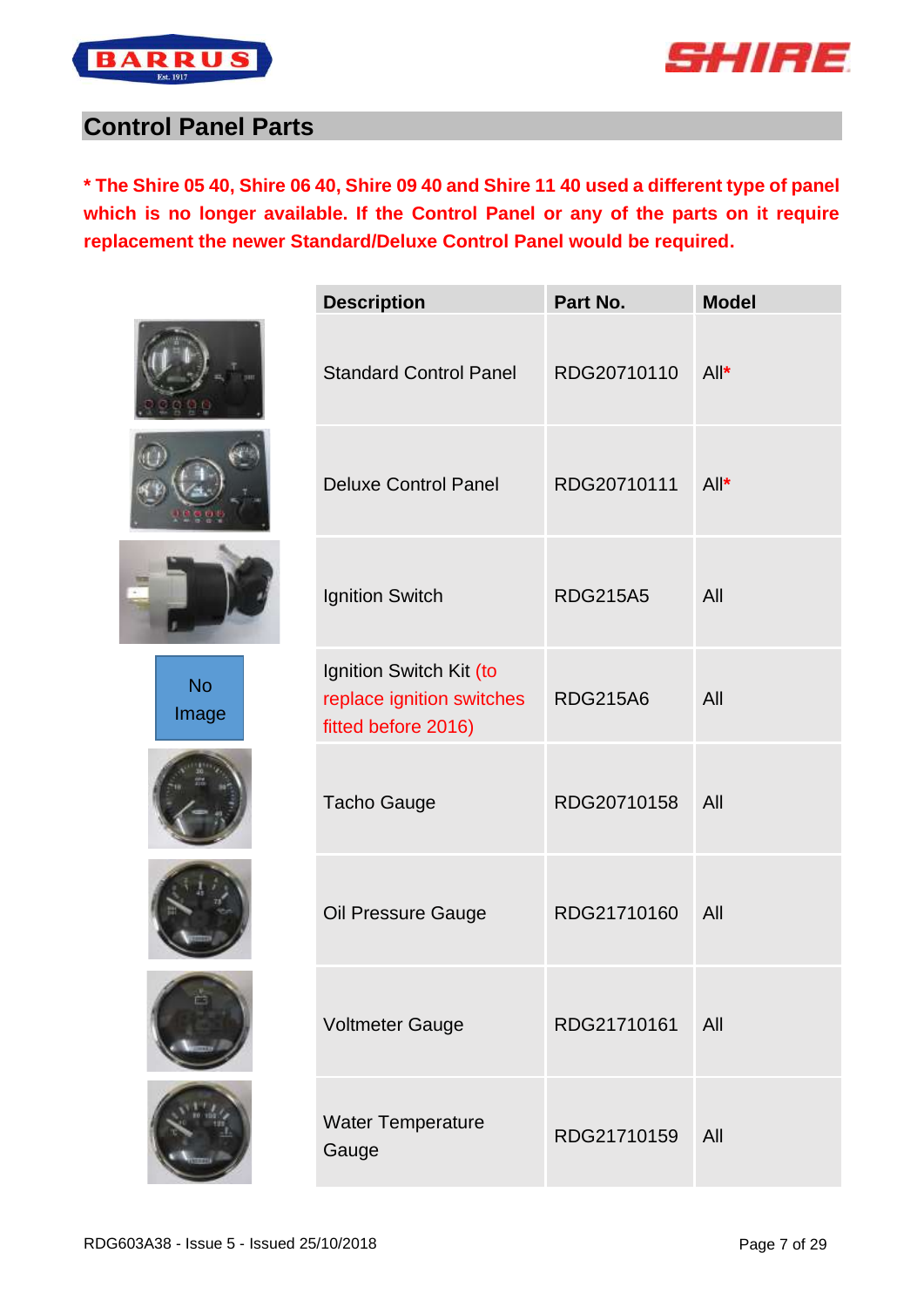## Control Panel Parts

**\* The Shire 05 40, Shire 06 40, Shire 09 40 and Shire 11 40 used a different type of panel which is no longer available. If the Control Panel or any of the parts on it require replacement the newer Standard/Deluxe Control Panel would be required.**

| | Description | Part No. | Model |
|---|---|---|---|
| | Standard Control Panel | RDG20710110 | All* |
| | Deluxe Control Panel | RDG20710111 | All* |
| | Ignition Switch | RDG215A5 | All |
| No Image | Ignition Switch Kit (to replace ignition switches fitted before 2016) | RDG215A6 | All |
| | Tacho Gauge | RDG20710158 | All |
| | Oil Pressure Gauge | RDG21710160 | All |
| | Voltmeter Gauge | RDG21710161 | All |
| | Water Temperature Gauge | RDG21710159 | All |

RDG603A38 - Issue 5 - Issued 25/10/2018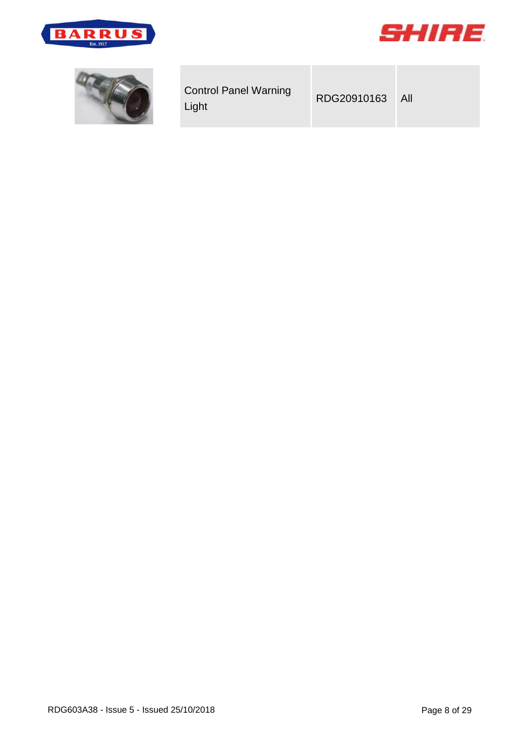| | Control Panel Warning Light | RDG20910163 | All |
|---|---|---|---|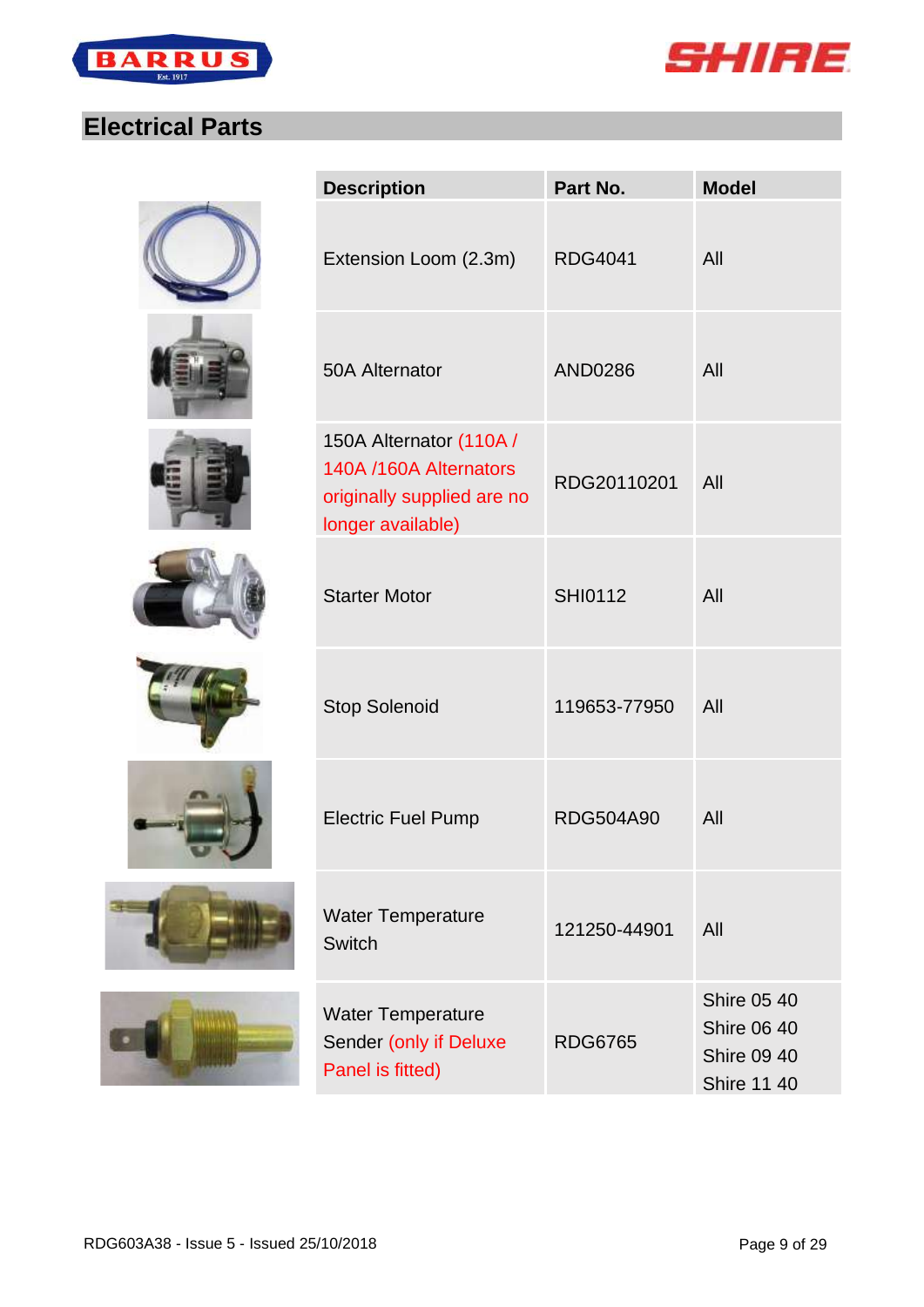## Electrical Parts

| Description | Part No. | Model |
| --- | --- | --- |
| Extension Loom (2.3m) | RDG4041 | All |
| 50A Alternator | AND0286 | All |
| 150A Alternator (110A / 140A /160A Alternators originally supplied are no longer available) | RDG20110201 | All |
| Starter Motor | SHI0112 | All |
| Stop Solenoid | 119653-77950 | All |
| Electric Fuel Pump | RDG504A90 | All |
| Water Temperature Switch | 121250-44901 | All |
| Water Temperature Sender (only if Deluxe Panel is fitted) | RDG6765 | Shire 05 40<br>Shire 06 40<br>Shire 09 40<br>Shire 11 40 |

RDG603A38 - Issue 5 - Issued 25/10/2018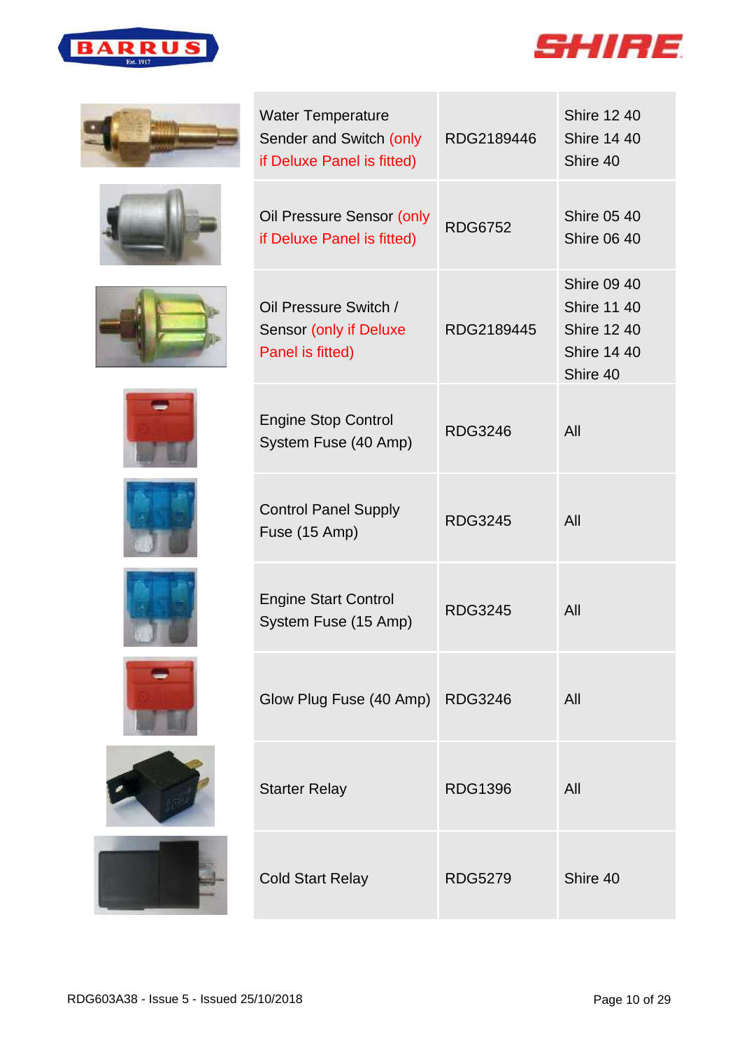| | Description | Part Number | Applicable Models |
|---|---|---|---|
| | Water Temperature Sender and Switch (only if Deluxe Panel is fitted) | RDG2189446 | Shire 12 40<br>Shire 14 40<br>Shire 40 |
| | Oil Pressure Sensor (only if Deluxe Panel is fitted) | RDG6752 | Shire 05 40<br>Shire 06 40 |
| | Oil Pressure Switch / Sensor (only if Deluxe Panel is fitted) | RDG2189445 | Shire 09 40<br>Shire 11 40<br>Shire 12 40<br>Shire 14 40<br>Shire 40 |
| | Engine Stop Control System Fuse (40 Amp) | RDG3246 | All |
| | Control Panel Supply Fuse (15 Amp) | RDG3245 | All |
| | Engine Start Control System Fuse (15 Amp) | RDG3245 | All |
| | Glow Plug Fuse (40 Amp) | RDG3246 | All |
| | Starter Relay | RDG1396 | All |
| | Cold Start Relay | RDG5279 | Shire 40 |

RDG603A38 - Issue 5 - Issued 25/10/2018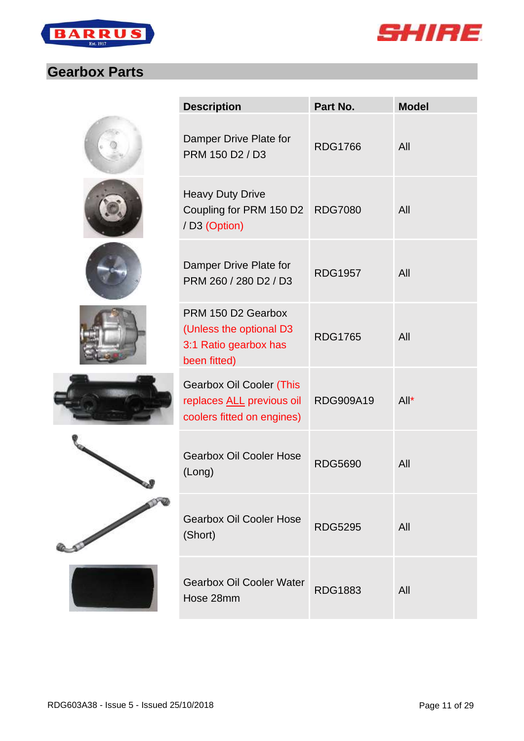## Gearbox Parts

| Description | Part No. | Model |
|---|---|---|
| Damper Drive Plate for PRM 150 D2 / D3 | RDG1766 | All |
| Heavy Duty Drive Coupling for PRM 150 D2 / D3 (Option) | RDG7080 | All |
| Damper Drive Plate for PRM 260 / 280 D2 / D3 | RDG1957 | All |
| PRM 150 D2 Gearbox (Unless the optional D3 3:1 Ratio gearbox has been fitted) | RDG1765 | All |
| Gearbox Oil Cooler (This replaces ALL previous oil coolers fitted on engines) | RDG909A19 | All* |
| Gearbox Oil Cooler Hose (Long) | RDG5690 | All |
| Gearbox Oil Cooler Hose (Short) | RDG5295 | All |
| Gearbox Oil Cooler Water Hose 28mm | RDG1883 | All |

RDG603A38 - Issue 5 - Issued 25/10/2018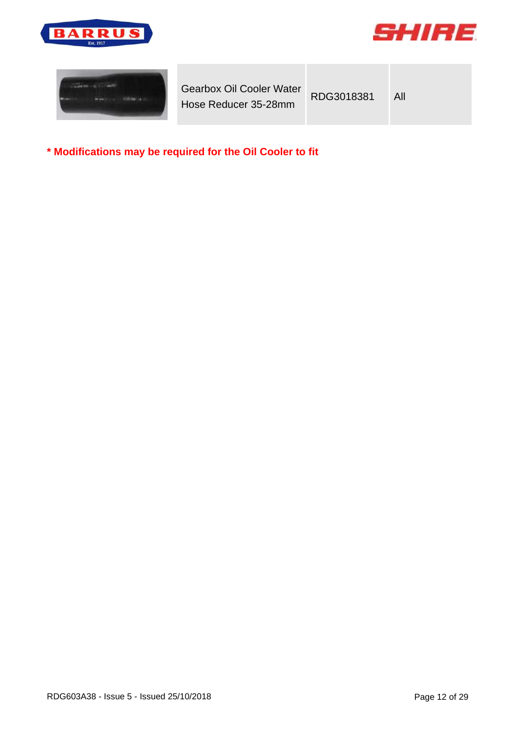| | | | |
|---|---|---|---|
| | Gearbox Oil Cooler Water Hose Reducer 35-28mm | RDG3018381 | All |

**\* Modifications may be required for the Oil Cooler to fit**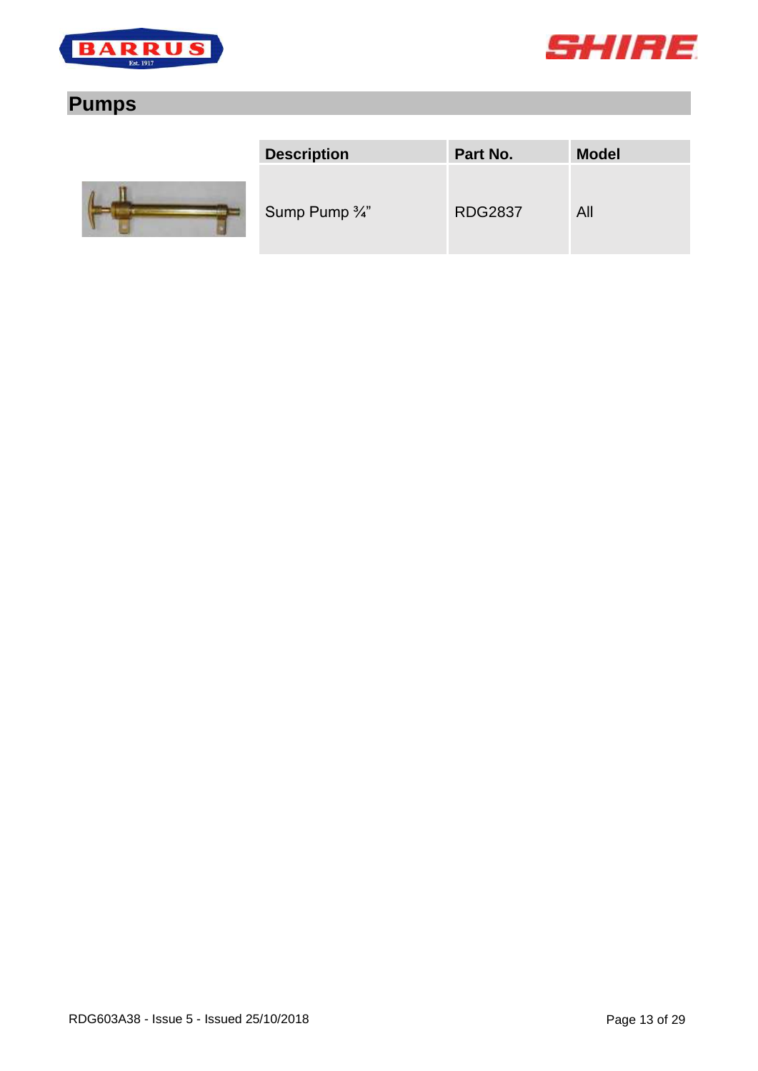## Pumps

| Description | Part No. | Model |
| --- | --- | --- |
| Sump Pump ¾" | RDG2837 | All |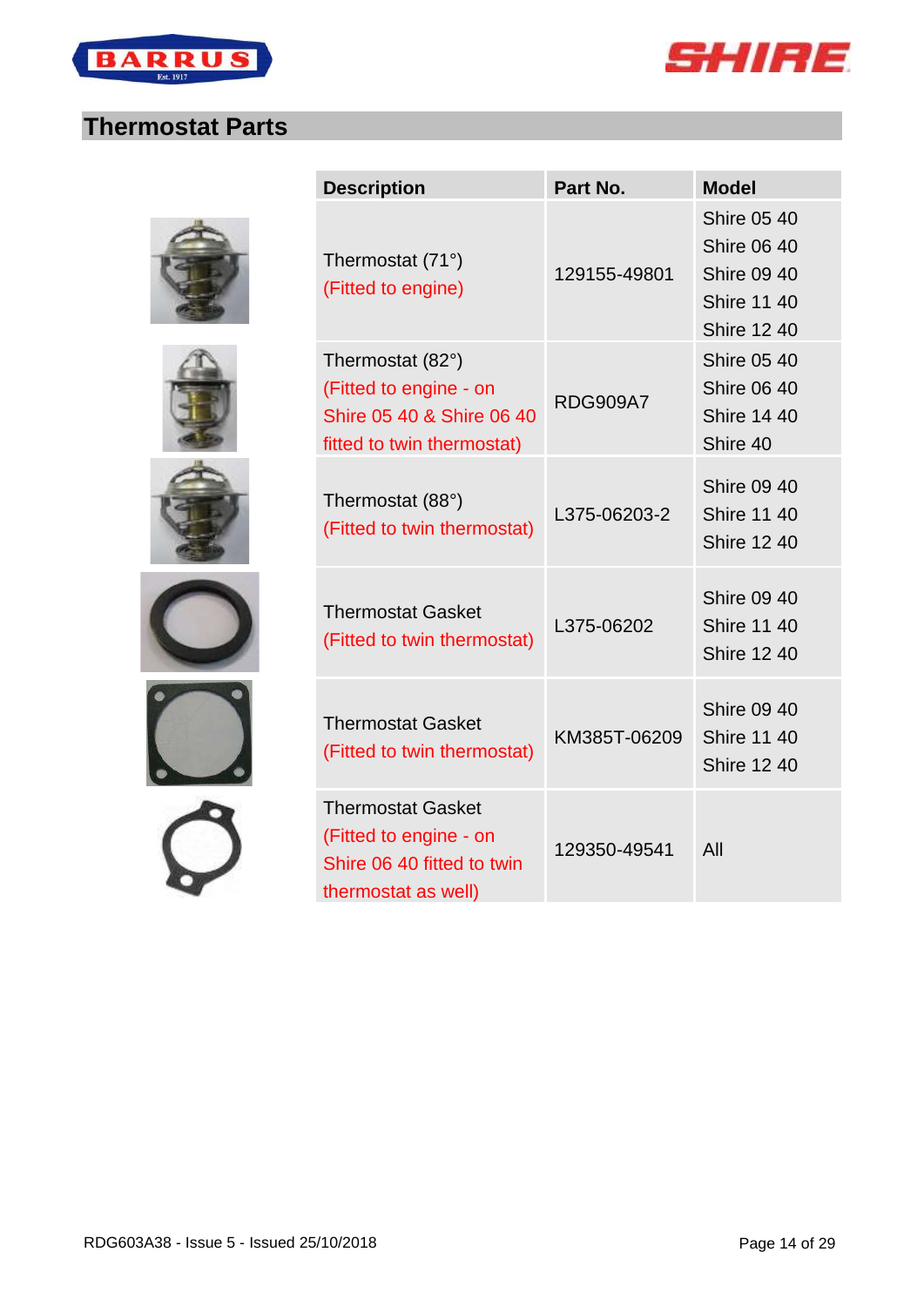## Thermostat Parts

| Description | Part No. | Model |
|---|---|---|
| Thermostat (71°) (Fitted to engine) | 129155-49801 | Shire 05 40<br>Shire 06 40<br>Shire 09 40<br>Shire 11 40<br>Shire 12 40 |
| Thermostat (82°) (Fitted to engine - on Shire 05 40 & Shire 06 40 fitted to twin thermostat) | RDG909A7 | Shire 05 40<br>Shire 06 40<br>Shire 14 40<br>Shire 40 |
| Thermostat (88°) (Fitted to twin thermostat) | L375-06203-2 | Shire 09 40<br>Shire 11 40<br>Shire 12 40 |
| Thermostat Gasket (Fitted to twin thermostat) | L375-06202 | Shire 09 40<br>Shire 11 40<br>Shire 12 40 |
| Thermostat Gasket (Fitted to twin thermostat) | KM385T-06209 | Shire 09 40<br>Shire 11 40<br>Shire 12 40 |
| Thermostat Gasket (Fitted to engine - on Shire 06 40 fitted to twin thermostat as well) | 129350-49541 | All |

RDG603A38 - Issue 5 - Issued 25/10/2018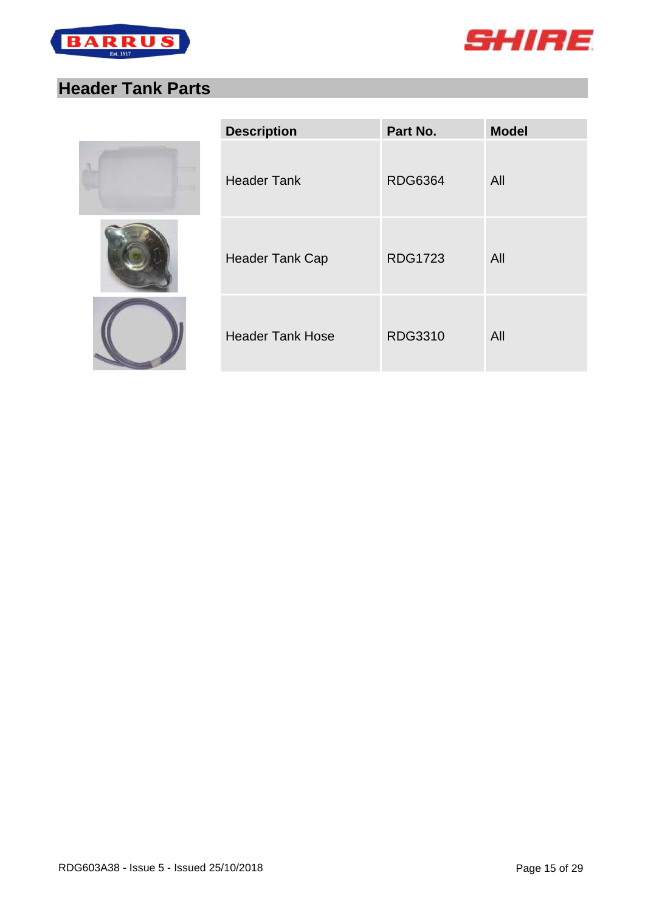## Header Tank Parts

| Description | Part No. | Model |
|---|---|---|
| Header Tank | RDG6364 | All |
| Header Tank Cap | RDG1723 | All |
| Header Tank Hose | RDG3310 | All |

RDG603A38 - Issue 5 - Issued 25/10/2018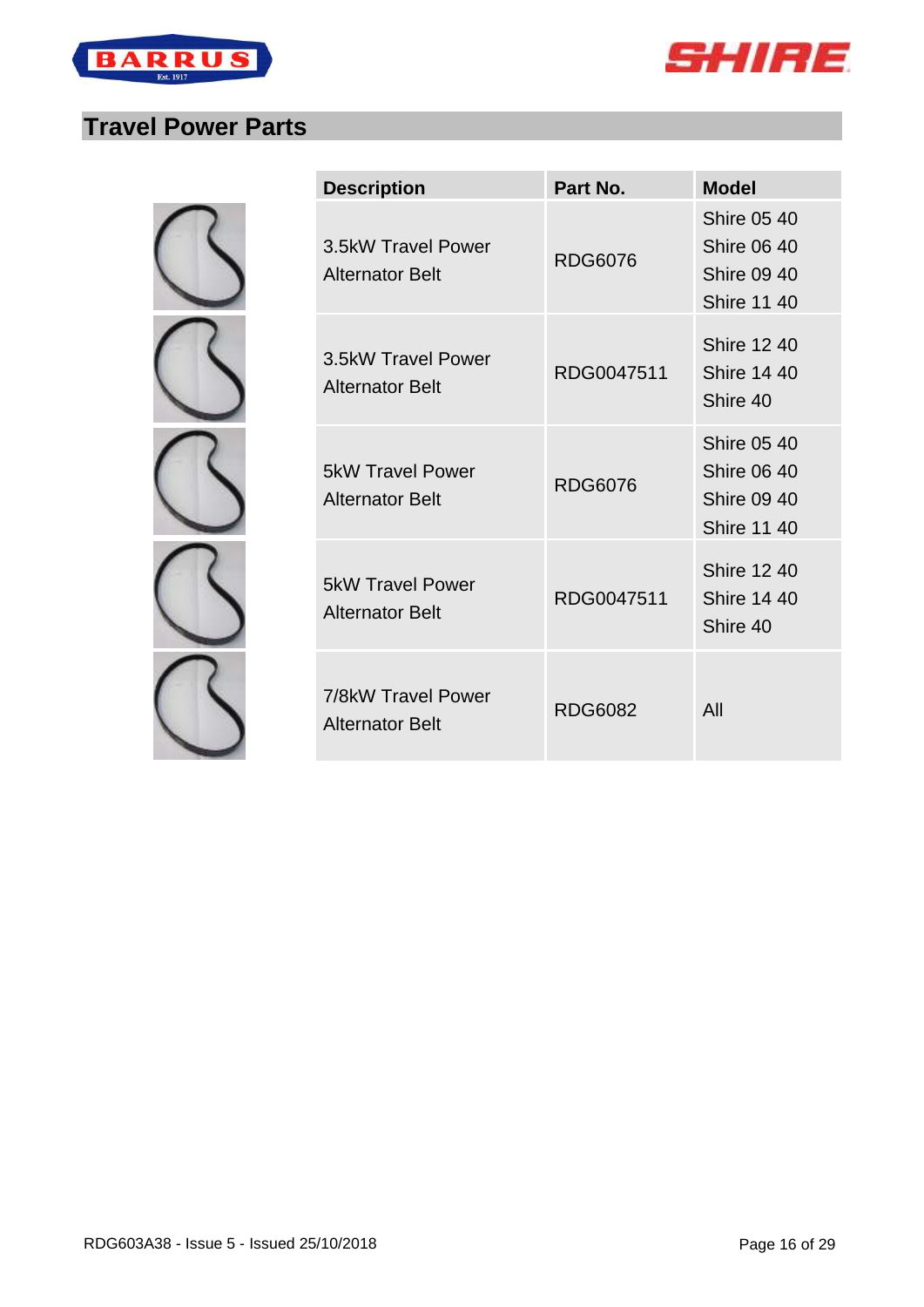## Travel Power Parts

| Description | Part No. | Model |
|---|---|---|
| 3.5kW Travel Power Alternator Belt | RDG6076 | Shire 05 40<br>Shire 06 40<br>Shire 09 40<br>Shire 11 40 |
| 3.5kW Travel Power Alternator Belt | RDG0047511 | Shire 12 40<br>Shire 14 40<br>Shire 40 |
| 5kW Travel Power Alternator Belt | RDG6076 | Shire 05 40<br>Shire 06 40<br>Shire 09 40<br>Shire 11 40 |
| 5kW Travel Power Alternator Belt | RDG0047511 | Shire 12 40<br>Shire 14 40<br>Shire 40 |
| 7/8kW Travel Power Alternator Belt | RDG6082 | All |

RDG603A38 - Issue 5 - Issued 25/10/2018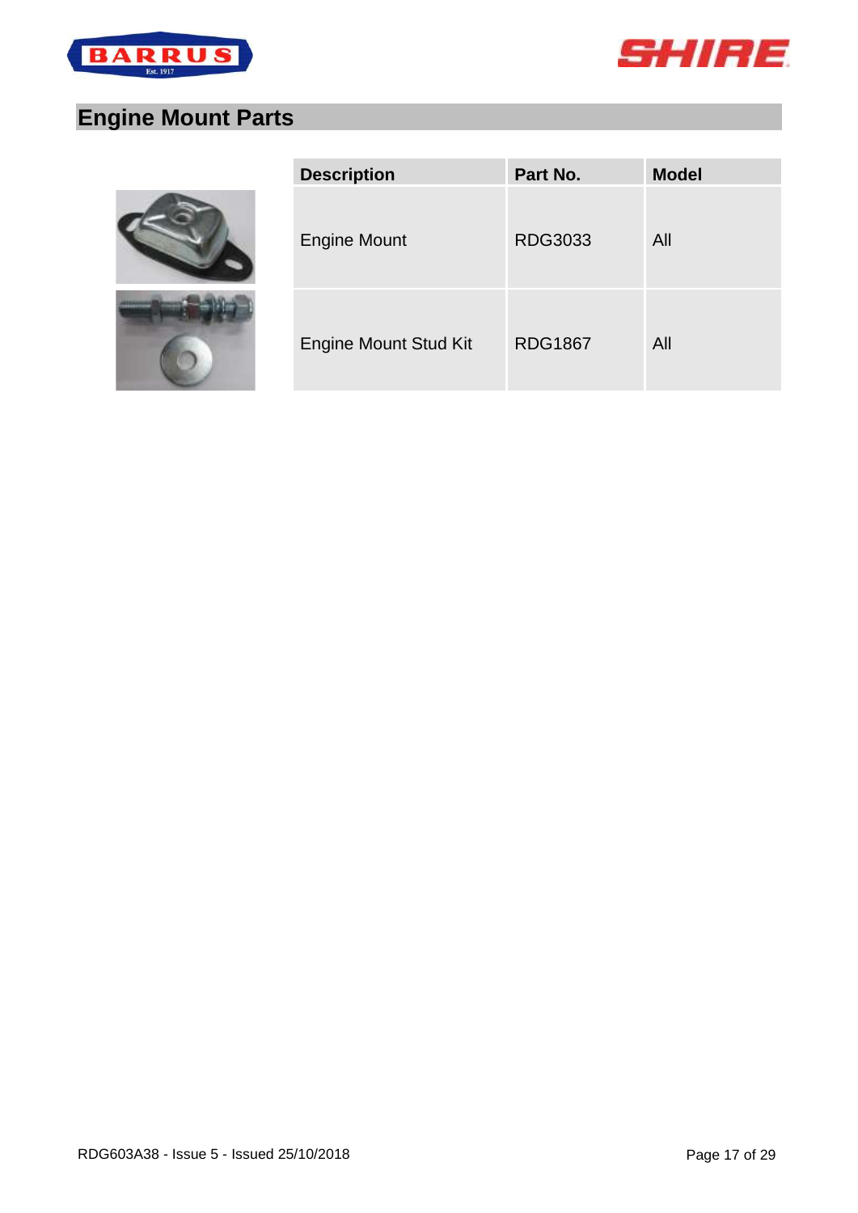## Engine Mount Parts

| Description | Part No. | Model |
| --- | --- | --- |
| Engine Mount | RDG3033 | All |
| Engine Mount Stud Kit | RDG1867 | All |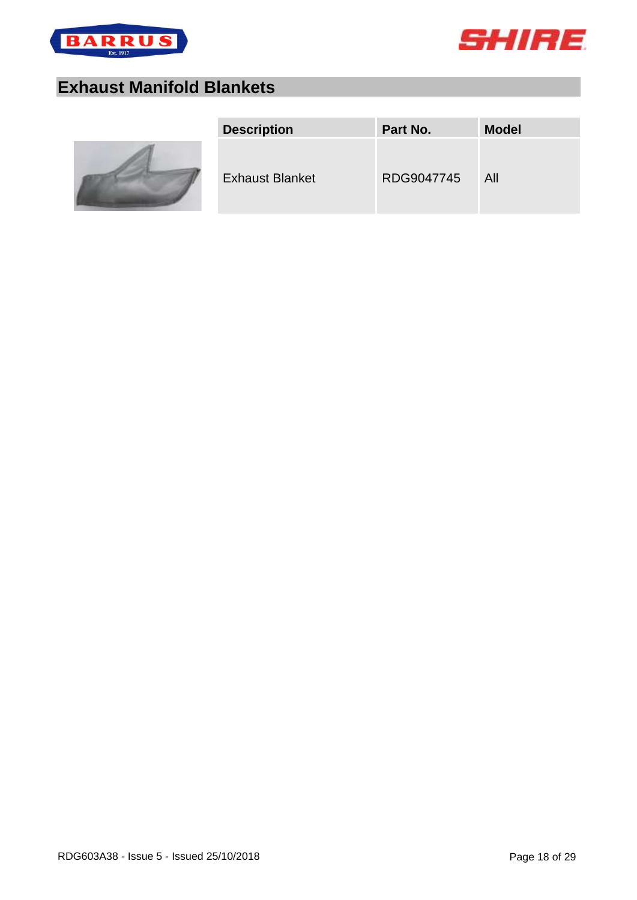## Exhaust Manifold Blankets

| Description | Part No. | Model |
|---|---|---|
| Exhaust Blanket | RDG9047745 | All |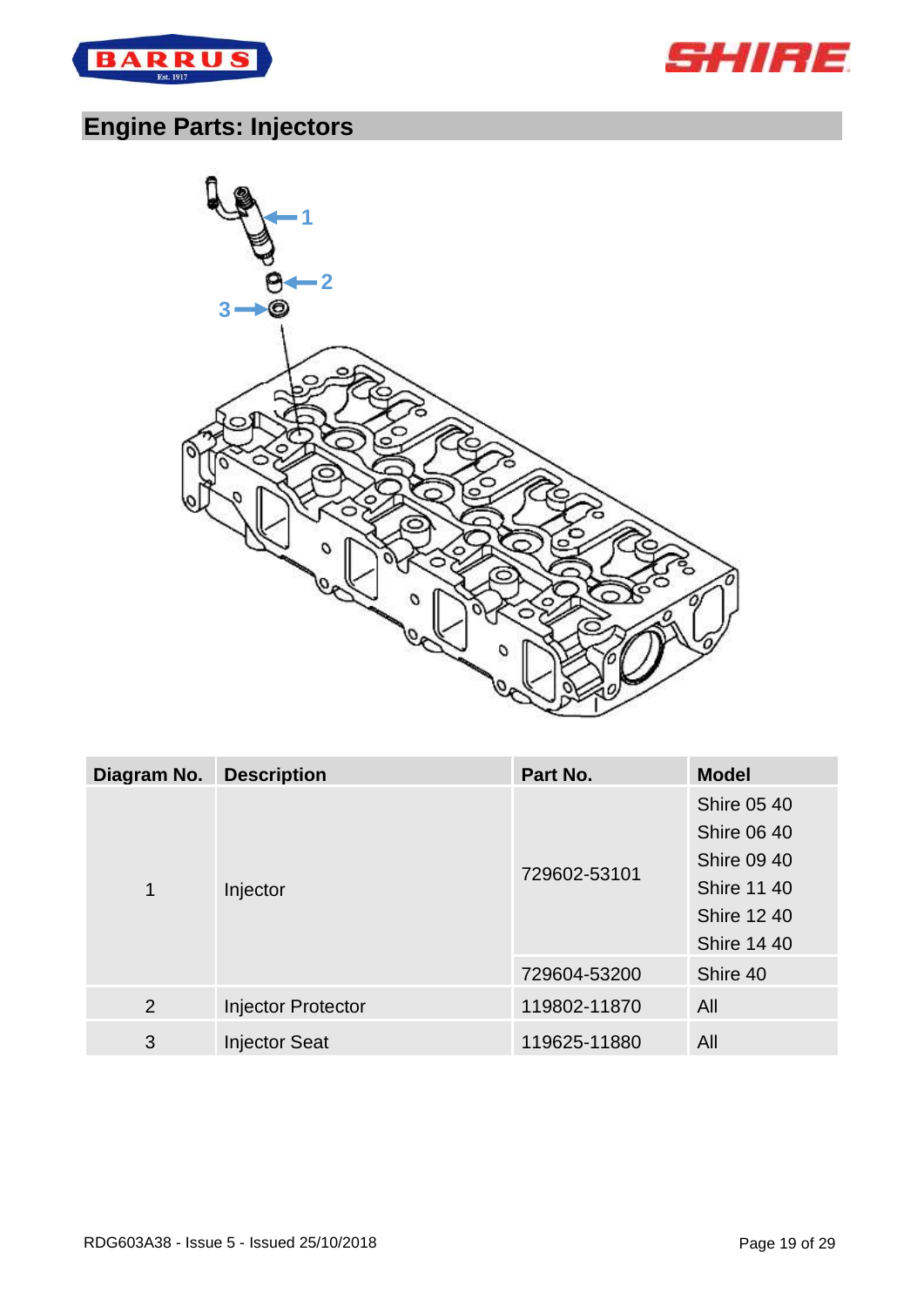## Engine Parts: Injectors

| Diagram No. | Description | Part No. | Model |
|---|---|---|---|
| 1 | Injector | 729602-53101 | Shire 05 40<br>Shire 06 40<br>Shire 09 40<br>Shire 11 40<br>Shire 12 40<br>Shire 14 40 |
| | | 729604-53200 | Shire 40 |
| 2 | Injector Protector | 119802-11870 | All |
| 3 | Injector Seat | 119625-11880 | All |

RDG603A38 - Issue 5 - Issued 25/10/2018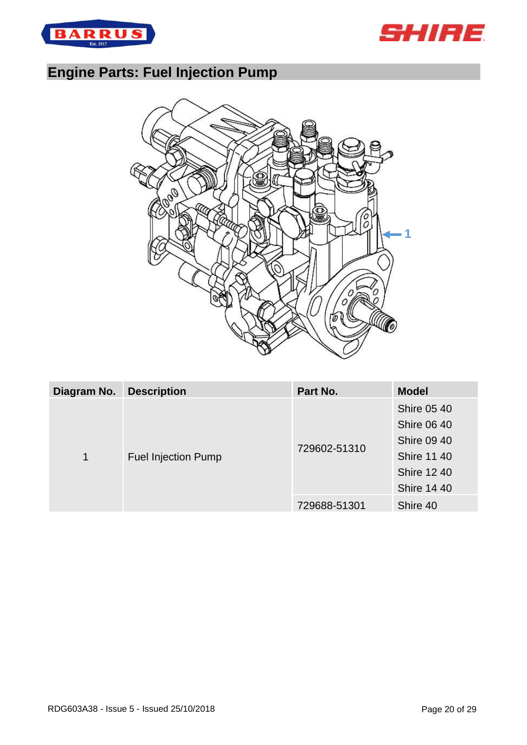# Engine Parts: Fuel Injection Pump

| Diagram No. | Description | Part No. | Model |
|---|---|---|---|
| 1 | Fuel Injection Pump | 729602-51310 | Shire 05 40 |
| | | | Shire 06 40 |
| | | | Shire 09 40 |
| | | | Shire 11 40 |
| | | | Shire 12 40 |
| | | | Shire 14 40 |
| | | 729688-51301 | Shire 40 |

RDG603A38 - Issue 5 - Issued 25/10/2018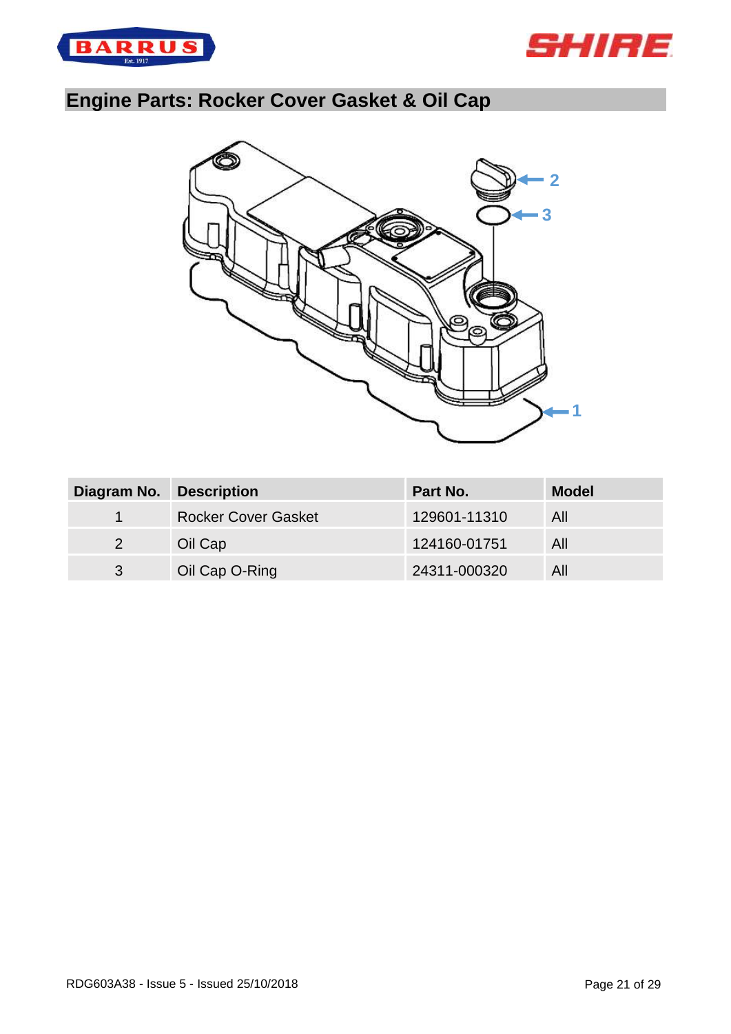# Engine Parts: Rocker Cover Gasket & Oil Cap

| Diagram No. | Description | Part No. | Model |
|---|---|---|---|
| 1 | Rocker Cover Gasket | 129601-11310 | All |
| 2 | Oil Cap | 124160-01751 | All |
| 3 | Oil Cap O-Ring | 24311-000320 | All |

RDG603A38 - Issue 5 - Issued 25/10/2018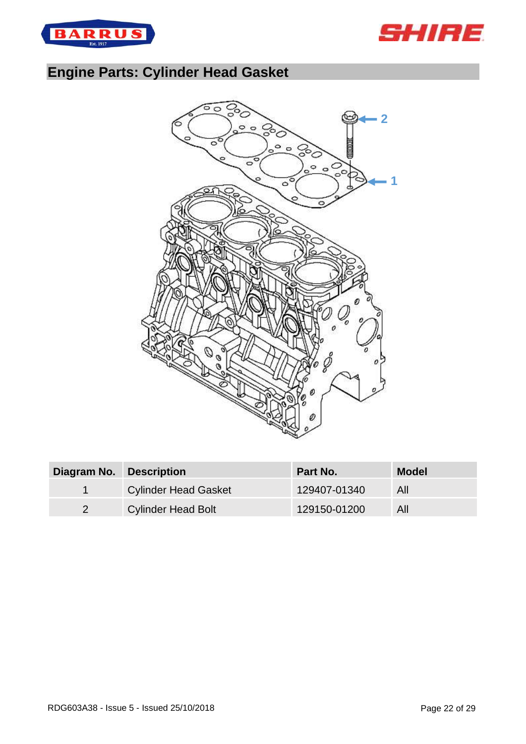# Engine Parts: Cylinder Head Gasket

| Diagram No. | Description | Part No. | Model |
|---|---|---|---|
| 1 | Cylinder Head Gasket | 129407-01340 | All |
| 2 | Cylinder Head Bolt | 129150-01200 | All |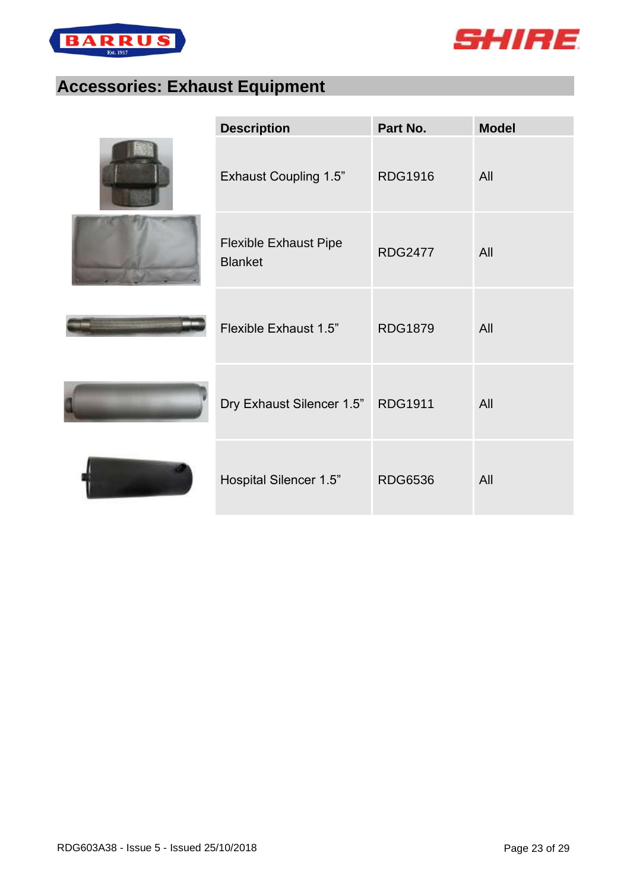## Accessories: Exhaust Equipment

| Description | Part No. | Model |
|---|---|---|
| Exhaust Coupling 1.5” | RDG1916 | All |
| Flexible Exhaust Pipe Blanket | RDG2477 | All |
| Flexible Exhaust 1.5” | RDG1879 | All |
| Dry Exhaust Silencer 1.5” | RDG1911 | All |
| Hospital Silencer 1.5” | RDG6536 | All |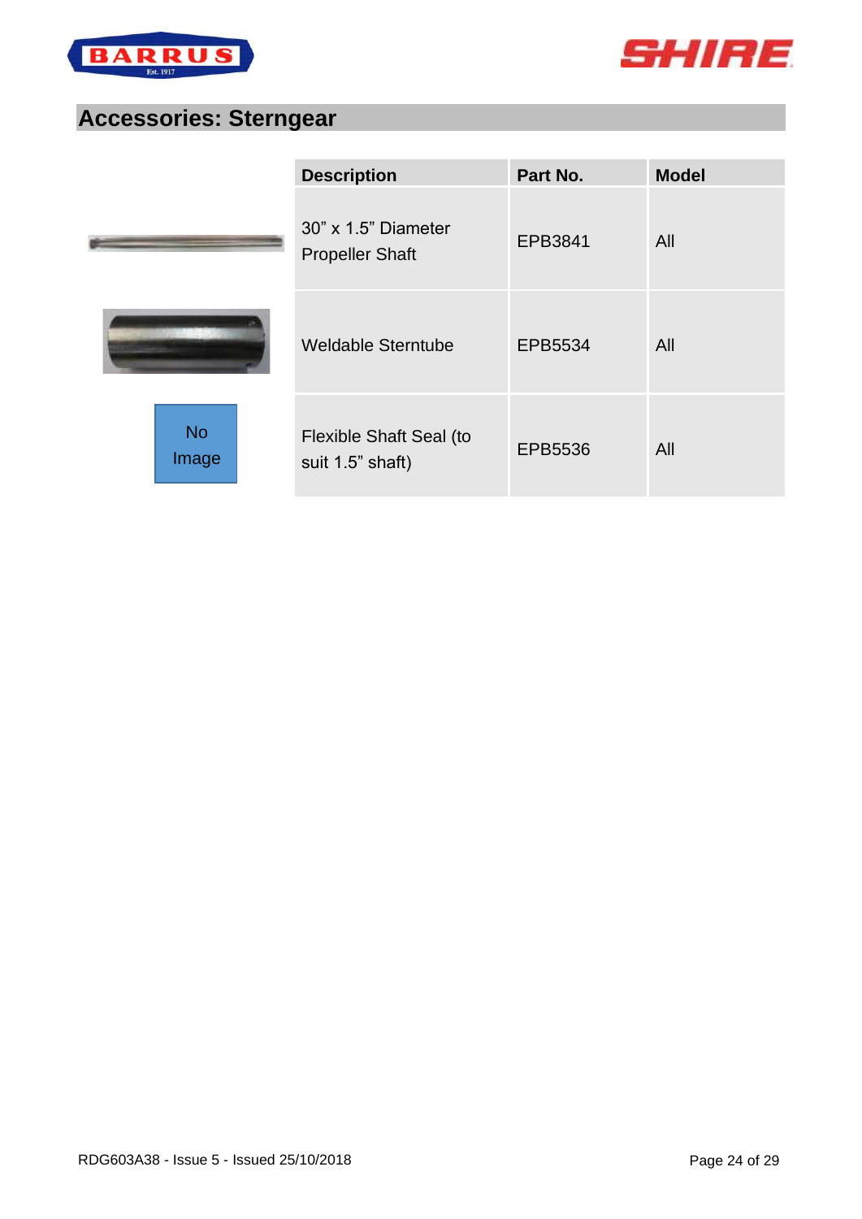## Accessories: Sterngear

| | Description | Part No. | Model |
|---|---|---|---|
| | 30" x 1.5" Diameter Propeller Shaft | EPB3841 | All |
| | Weldable Sterntube | EPB5534 | All |
| No Image | Flexible Shaft Seal (to suit 1.5" shaft) | EPB5536 | All |

RDG603A38 - Issue 5 - Issued 25/10/2018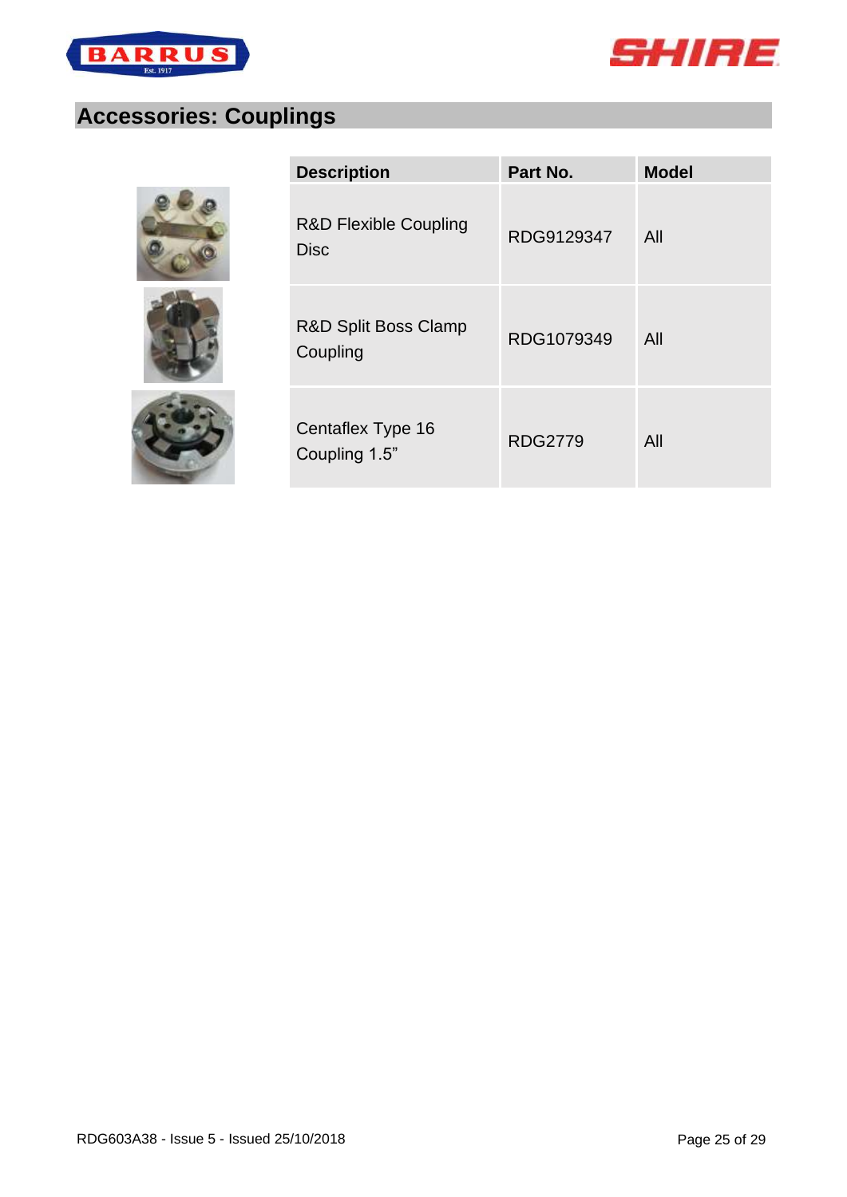## Accessories: Couplings

| Description | Part No. | Model |
|---|---|---|
| R&D Flexible Coupling Disc | RDG9129347 | All |
| R&D Split Boss Clamp Coupling | RDG1079349 | All |
| Centaflex Type 16 Coupling 1.5” | RDG2779 | All |

RDG603A38 - Issue 5 - Issued 25/10/2018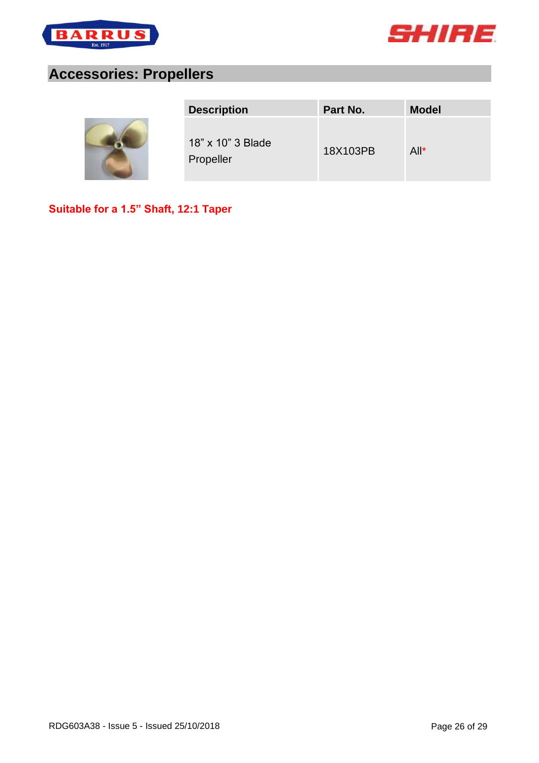## Accessories: Propellers

| Description | Part No. | Model |
|---|---|---|
| 18" x 10" 3 Blade Propeller | 18X103PB | All* |

**Suitable for a 1.5" Shaft, 12:1 Taper**

RDG603A38 - Issue 5 - Issued 25/10/2018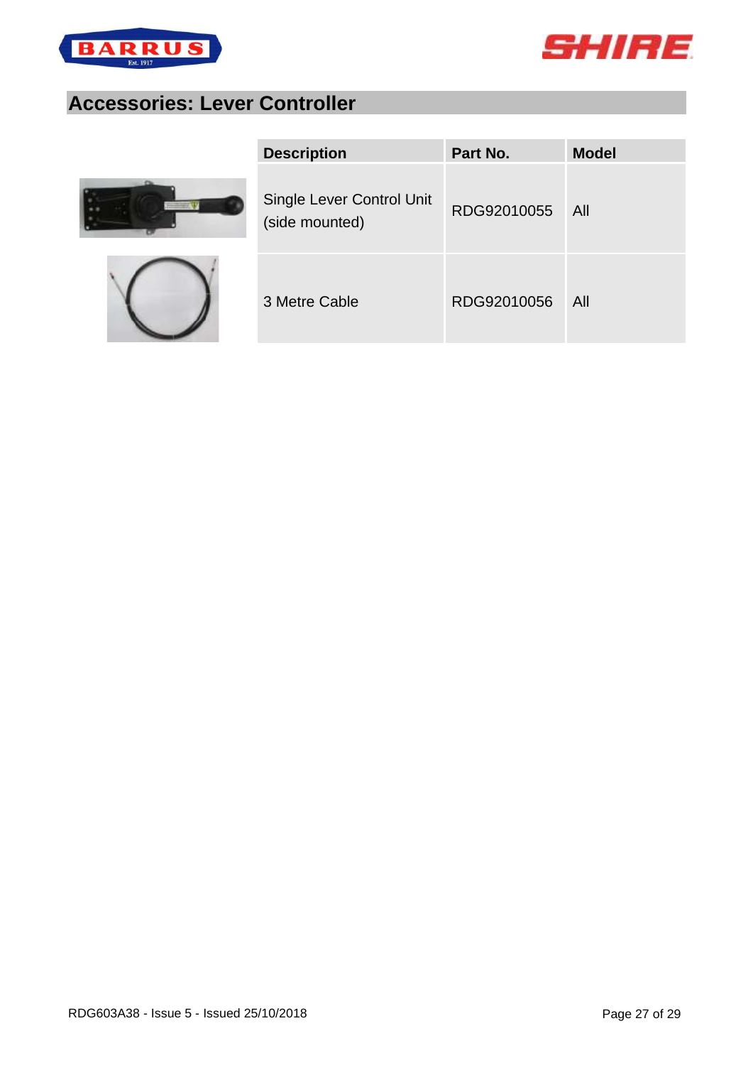## Accessories: Lever Controller

| Description | Part No. | Model |
|---|---|---|
| Single Lever Control Unit (side mounted) | RDG92010055 | All |
| 3 Metre Cable | RDG92010056 | All |

RDG603A38 - Issue 5 - Issued 25/10/2018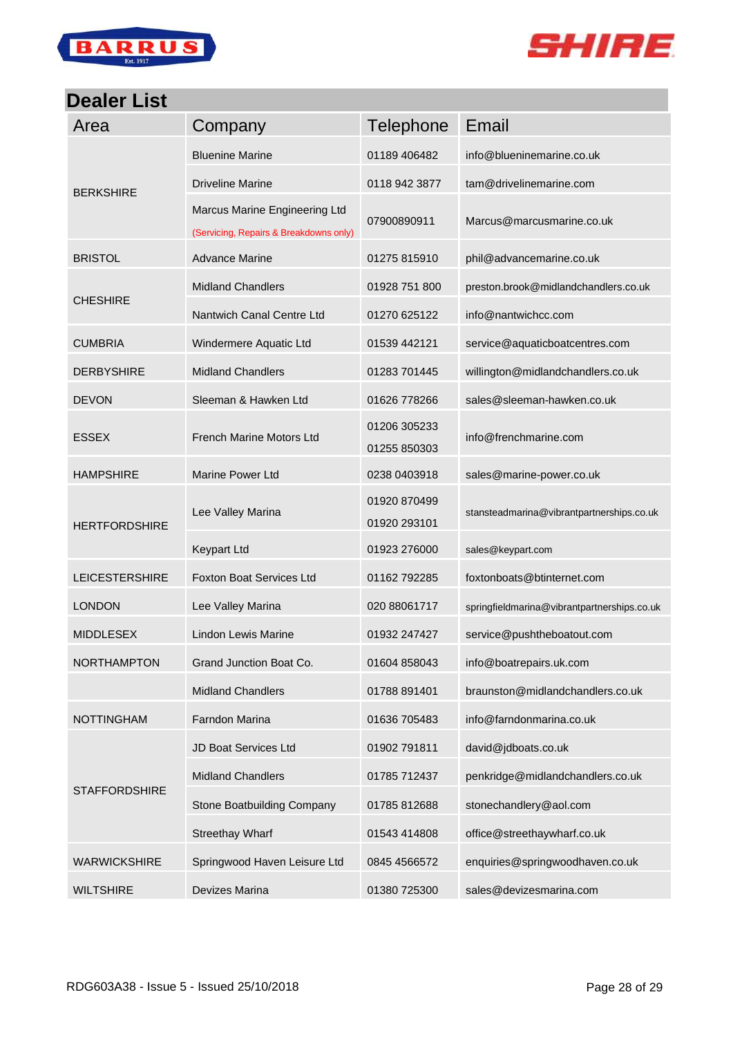## Dealer List

| Area | Company | Telephone | Email |
|---|---|---|---|
| BERKSHIRE | Bluenine Marine | 01189 406482 | info@blueninemarine.co.uk |
| | Driveline Marine | 0118 942 3877 | tam@drivelinemarine.com |
| | Marcus Marine Engineering Ltd (Servicing, Repairs & Breakdowns only) | 07900890911 | Marcus@marcusmarine.co.uk |
| BRISTOL | Advance Marine | 01275 815910 | phil@advancemarine.co.uk |
| CHESHIRE | Midland Chandlers | 01928 751 800 | preston.brook@midlandchandlers.co.uk |
| | Nantwich Canal Centre Ltd | 01270 625122 | info@nantwichcc.com |
| CUMBRIA | Windermere Aquatic Ltd | 01539 442121 | service@aquaticboatcentres.com |
| DERBYSHIRE | Midland Chandlers | 01283 701445 | willington@midlandchandlers.co.uk |
| DEVON | Sleeman & Hawken Ltd | 01626 778266 | sales@sleeman-hawken.co.uk |
| ESSEX | French Marine Motors Ltd | 01206 305233<br>01255 850303 | info@frenchmarine.com |
| HAMPSHIRE | Marine Power Ltd | 0238 0403918 | sales@marine-power.co.uk |
| HERTFORDSHIRE | Lee Valley Marina | 01920 870499<br>01920 293101 | stansteadmarina@vibrantpartnerships.co.uk |
| | Keypart Ltd | 01923 276000 | sales@keypart.com |
| LEICESTERSHIRE | Foxton Boat Services Ltd | 01162 792285 | foxtonboats@btinternet.com |
| LONDON | Lee Valley Marina | 020 88061717 | springfieldmarina@vibrantpartnerships.co.uk |
| MIDDLESEX | Lindon Lewis Marine | 01932 247427 | service@pushtheboatout.com |
| NORTHAMPTON | Grand Junction Boat Co. | 01604 858043 | info@boatrepairs.uk.com |
| | Midland Chandlers | 01788 891401 | braunston@midlandchandlers.co.uk |
| NOTTINGHAM | Farndon Marina | 01636 705483 | info@farndonmarina.co.uk |
| STAFFORDSHIRE | JD Boat Services Ltd | 01902 791811 | david@jdboats.co.uk |
| | Midland Chandlers | 01785 712437 | penkridge@midlandchandlers.co.uk |
| | Stone Boatbuilding Company | 01785 812688 | stonechandlery@aol.com |
| | Streethay Wharf | 01543 414808 | office@streethaywharf.co.uk |
| WARWICKSHIRE | Springwood Haven Leisure Ltd | 0845 4566572 | enquiries@springwoodhaven.co.uk |
| WILTSHIRE | Devizes Marina | 01380 725300 | sales@devizesmarina.com |

RDG603A38 - Issue 5 - Issued 25/10/2018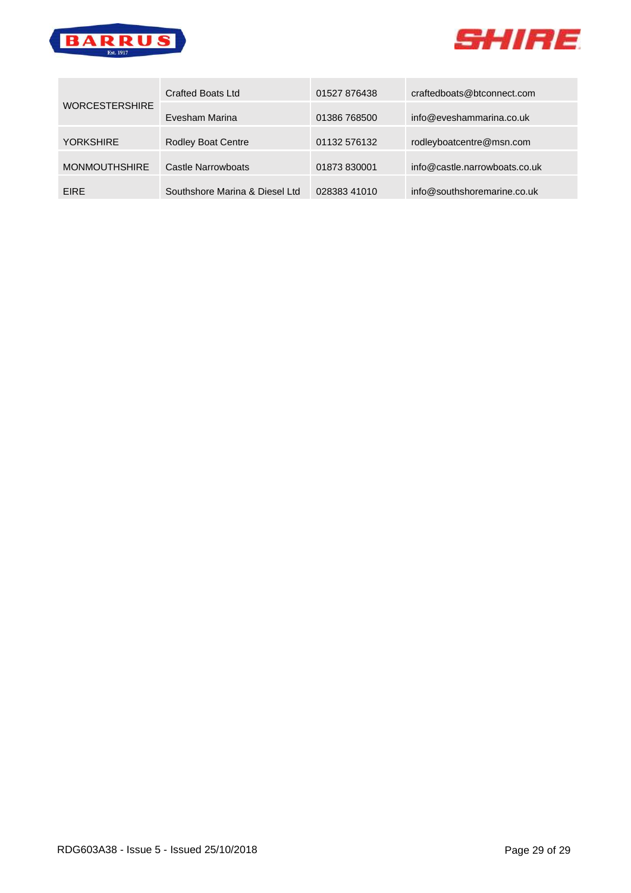| | | | |
|---|---|---|---|
| WORCESTERSHIRE | Crafted Boats Ltd | 01527 876438 | craftedboats@btconnect.com |
| | Evesham Marina | 01386 768500 | info@eveshammarina.co.uk |
| YORKSHIRE | Rodley Boat Centre | 01132 576132 | rodleyboatcentre@msn.com |
| MONMOUTHSHIRE | Castle Narrowboats | 01873 830001 | info@castle.narrowboats.co.uk |
| EIRE | Southshore Marina & Diesel Ltd | 028383 41010 | info@southshoremarine.co.uk |